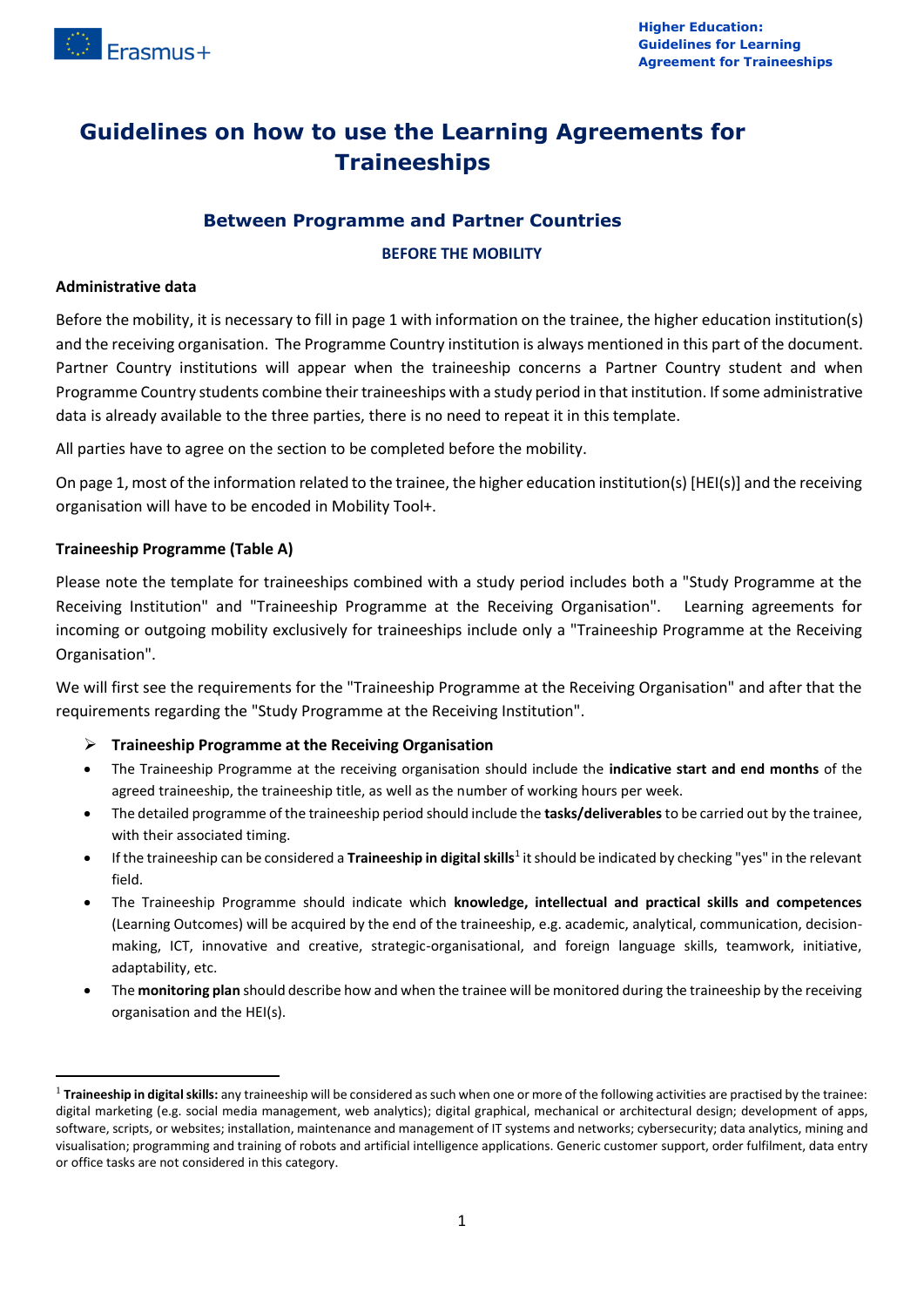# Guidelines on how to use the Learning Agreements for Traineeships

## Between Programme and Partner Countries

### BEFORE THE MOBILITY

**Administrative data**

Before the mobility, it is necessary to fill in page 1 with information on the trainee, the higher education institution(s) and the receiving organisation. The Programme Country institution is always mentioned in this part of the document. Partner Country institutions will appear when the traineeship concerns a Partner Country student and when Programme Country students combine their traineeships with a study period in that institution. If some administrative data is already available to the three parties, there is no need to repeat it in this template.

All parties have to agree on the section to be completed before the mobility.

On page 1, most of the information related to the trainee, the higher education institution(s) [HEI(s)] and the receiving organisation will have to be encoded in Mobility Tool+.

**Traineeship Programme (Table A)**

Please note the template for traineeships combined with a study period includes both a "Study Programme at the Receiving Institution" and "Traineeship Programme at the Receiving Organisation". Learning agreements for incoming or outgoing mobility exclusively for traineeships include only a "Traineeship Programme at the Receiving Organisation".

We will first see the requirements for the "Traineeship Programme at the Receiving Organisation" and after that the requirements regarding the "Study Programme at the Receiving Institution".

- **Traineeship Programme at the Receiving Organisation**
- The Traineeship Programme at the receiving organisation should include the **indicative start and end months** of the agreed traineeship, the traineeship title, as well as the number of working hours per week.
- The detailed programme of the traineeship period should include the **tasks/deliverables** to be carried out by the trainee, with their associated timing.
- If the traineeship can be considered a **Traineeship in digital skills**[1] it should be indicated by checking "yes" in the relevant field.
- The Traineeship Programme should indicate which **knowledge, intellectual and practical skills and competences** (Learning Outcomes) will be acquired by the end of the traineeship, e.g. academic, analytical, communication, decision-making, ICT, innovative and creative, strategic-organisational, and foreign language skills, teamwork, initiative, adaptability, etc.
- The **monitoring plan** should describe how and when the trainee will be monitored during the traineeship by the receiving organisation and the HEI(s).

[1] **Traineeship in digital skills:** any traineeship will be considered as such when one or more of the following activities are practised by the trainee: digital marketing (e.g. social media management, web analytics); digital graphical, mechanical or architectural design; development of apps, software, scripts, or websites; installation, maintenance and management of IT systems and networks; cybersecurity; data analytics, mining and visualisation; programming and training of robots and artificial intelligence applications. Generic customer support, order fulfilment, data entry or office tasks are not considered in this category.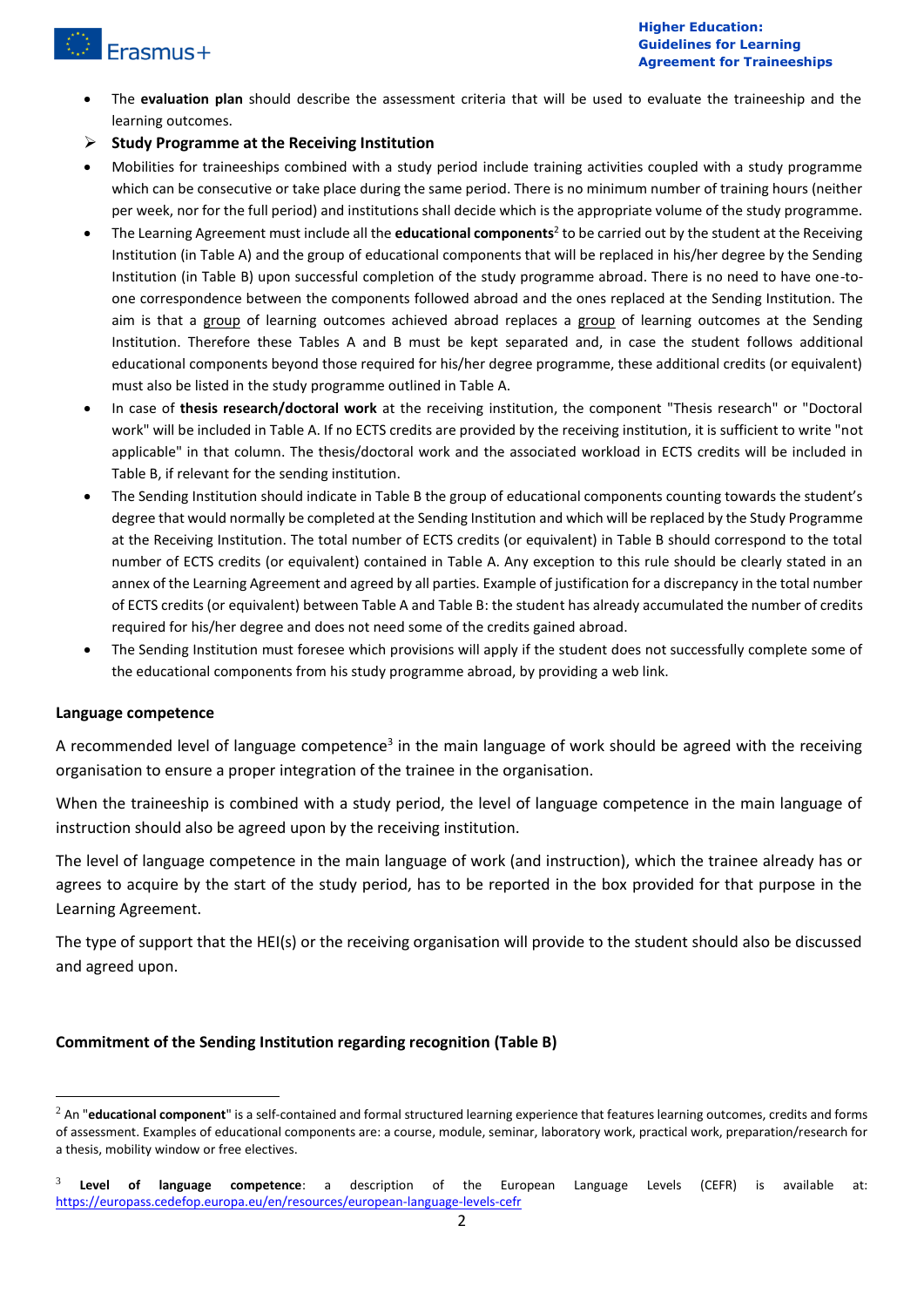- The **evaluation plan** should describe the assessment criteria that will be used to evaluate the traineeship and the learning outcomes.

➢ **Study Programme at the Receiving Institution**

- Mobilities for traineeships combined with a study period include training activities coupled with a study programme which can be consecutive or take place during the same period. There is no minimum number of training hours (neither per week, nor for the full period) and institutions shall decide which is the appropriate volume of the study programme.
- The Learning Agreement must include all the **educational components**[2] to be carried out by the student at the Receiving Institution (in Table A) and the group of educational components that will be replaced in his/her degree by the Sending Institution (in Table B) upon successful completion of the study programme abroad. There is no need to have one-to-one correspondence between the components followed abroad and the ones replaced at the Sending Institution. The aim is that a group of learning outcomes achieved abroad replaces a group of learning outcomes at the Sending Institution. Therefore these Tables A and B must be kept separated and, in case the student follows additional educational components beyond those required for his/her degree programme, these additional credits (or equivalent) must also be listed in the study programme outlined in Table A.
- In case of **thesis research/doctoral work** at the receiving institution, the component "Thesis research" or "Doctoral work" will be included in Table A. If no ECTS credits are provided by the receiving institution, it is sufficient to write "not applicable" in that column. The thesis/doctoral work and the associated workload in ECTS credits will be included in Table B, if relevant for the sending institution.
- The Sending Institution should indicate in Table B the group of educational components counting towards the student's degree that would normally be completed at the Sending Institution and which will be replaced by the Study Programme at the Receiving Institution. The total number of ECTS credits (or equivalent) in Table B should correspond to the total number of ECTS credits (or equivalent) contained in Table A. Any exception to this rule should be clearly stated in an annex of the Learning Agreement and agreed by all parties. Example of justification for a discrepancy in the total number of ECTS credits (or equivalent) between Table A and Table B: the student has already accumulated the number of credits required for his/her degree and does not need some of the credits gained abroad.
- The Sending Institution must foresee which provisions will apply if the student does not successfully complete some of the educational components from his study programme abroad, by providing a web link.

**Language competence**

A recommended level of language competence[3] in the main language of work should be agreed with the receiving organisation to ensure a proper integration of the trainee in the organisation.

When the traineeship is combined with a study period, the level of language competence in the main language of instruction should also be agreed upon by the receiving institution.

The level of language competence in the main language of work (and instruction), which the trainee already has or agrees to acquire by the start of the study period, has to be reported in the box provided for that purpose in the Learning Agreement.

The type of support that the HEI(s) or the receiving organisation will provide to the student should also be discussed and agreed upon.

**Commitment of the Sending Institution regarding recognition (Table B)**

---

[2] An "**educational component**" is a self-contained and formal structured learning experience that features learning outcomes, credits and forms of assessment. Examples of educational components are: a course, module, seminar, laboratory work, practical work, preparation/research for a thesis, mobility window or free electives.

[3] **Level of language competence**: a description of the European Language Levels (CEFR) is available at: https://europass.cedefop.europa.eu/en/resources/european-language-levels-cefr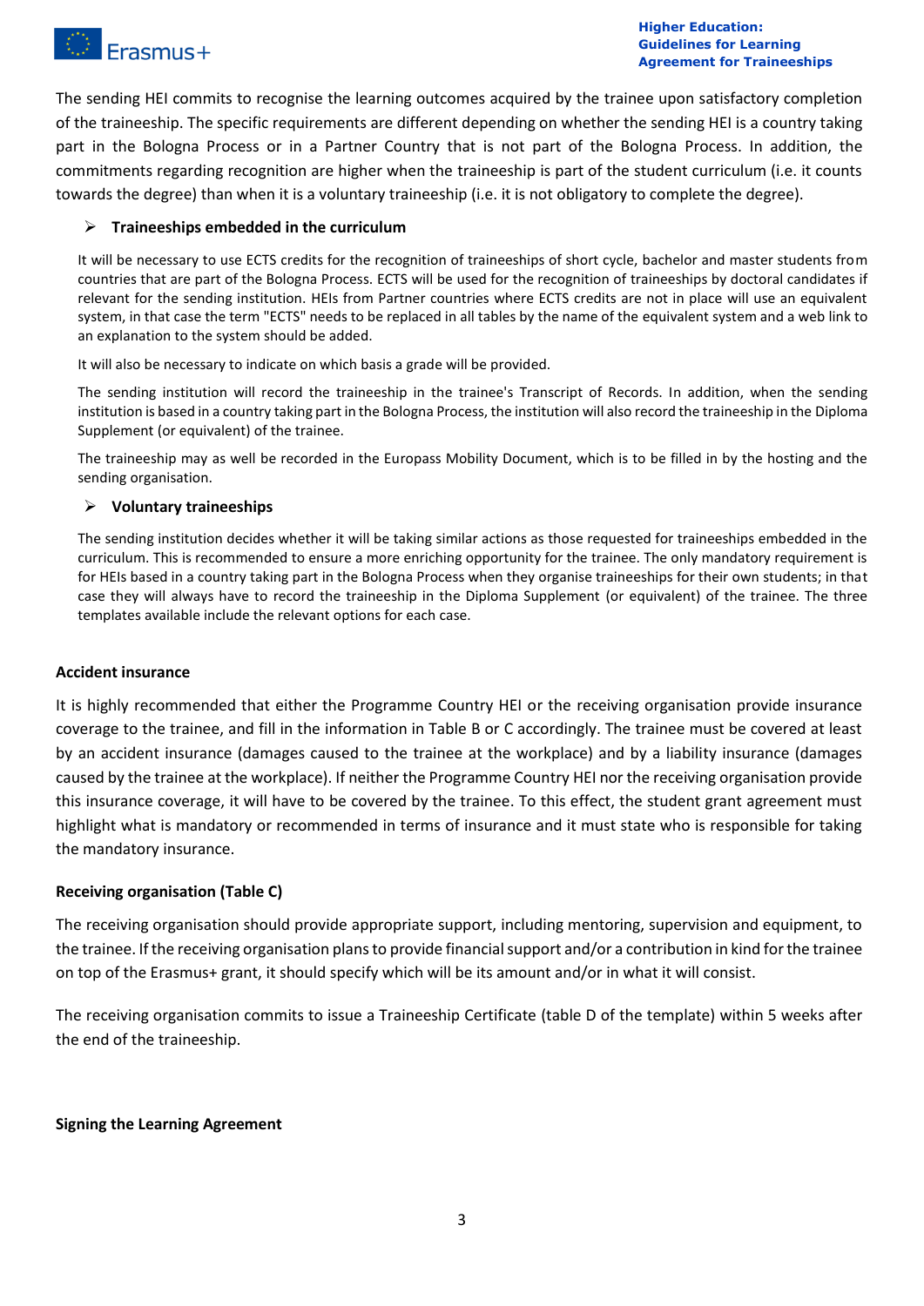The sending HEI commits to recognise the learning outcomes acquired by the trainee upon satisfactory completion of the traineeship. The specific requirements are different depending on whether the sending HEI is a country taking part in the Bologna Process or in a Partner Country that is not part of the Bologna Process. In addition, the commitments regarding recognition are higher when the traineeship is part of the student curriculum (i.e. it counts towards the degree) than when it is a voluntary traineeship (i.e. it is not obligatory to complete the degree).

- **Traineeships embedded in the curriculum**

It will be necessary to use ECTS credits for the recognition of traineeships of short cycle, bachelor and master students from countries that are part of the Bologna Process. ECTS will be used for the recognition of traineeships by doctoral candidates if relevant for the sending institution. HEIs from Partner countries where ECTS credits are not in place will use an equivalent system, in that case the term "ECTS" needs to be replaced in all tables by the name of the equivalent system and a web link to an explanation to the system should be added.

It will also be necessary to indicate on which basis a grade will be provided.

The sending institution will record the traineeship in the trainee's Transcript of Records. In addition, when the sending institution is based in a country taking part in the Bologna Process, the institution will also record the traineeship in the Diploma Supplement (or equivalent) of the trainee.

The traineeship may as well be recorded in the Europass Mobility Document, which is to be filled in by the hosting and the sending organisation.

- **Voluntary traineeships**

The sending institution decides whether it will be taking similar actions as those requested for traineeships embedded in the curriculum. This is recommended to ensure a more enriching opportunity for the trainee. The only mandatory requirement is for HEIs based in a country taking part in the Bologna Process when they organise traineeships for their own students; in that case they will always have to record the traineeship in the Diploma Supplement (or equivalent) of the trainee. The three templates available include the relevant options for each case.

**Accident insurance**

It is highly recommended that either the Programme Country HEI or the receiving organisation provide insurance coverage to the trainee, and fill in the information in Table B or C accordingly. The trainee must be covered at least by an accident insurance (damages caused to the trainee at the workplace) and by a liability insurance (damages caused by the trainee at the workplace). If neither the Programme Country HEI nor the receiving organisation provide this insurance coverage, it will have to be covered by the trainee. To this effect, the student grant agreement must highlight what is mandatory or recommended in terms of insurance and it must state who is responsible for taking the mandatory insurance.

**Receiving organisation (Table C)**

The receiving organisation should provide appropriate support, including mentoring, supervision and equipment, to the trainee. If the receiving organisation plans to provide financial support and/or a contribution in kind for the trainee on top of the Erasmus+ grant, it should specify which will be its amount and/or in what it will consist.

The receiving organisation commits to issue a Traineeship Certificate (table D of the template) within 5 weeks after the end of the traineeship.

**Signing the Learning Agreement**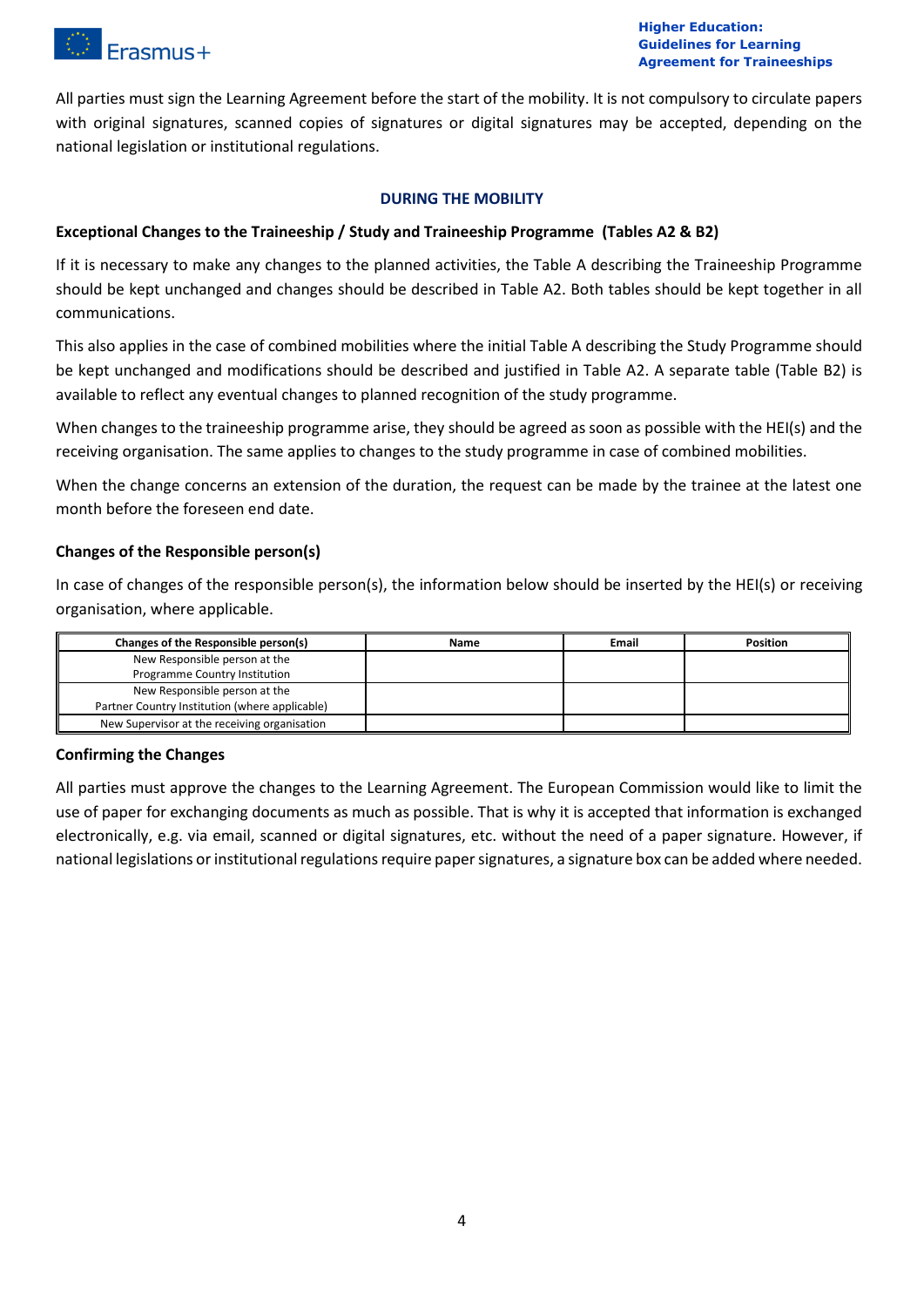All parties must sign the Learning Agreement before the start of the mobility. It is not compulsory to circulate papers with original signatures, scanned copies of signatures or digital signatures may be accepted, depending on the national legislation or institutional regulations.

## DURING THE MOBILITY

### Exceptional Changes to the Traineeship / Study and Traineeship Programme (Tables A2 & B2)

If it is necessary to make any changes to the planned activities, the Table A describing the Traineeship Programme should be kept unchanged and changes should be described in Table A2. Both tables should be kept together in all communications.

This also applies in the case of combined mobilities where the initial Table A describing the Study Programme should be kept unchanged and modifications should be described and justified in Table A2. A separate table (Table B2) is available to reflect any eventual changes to planned recognition of the study programme.

When changes to the traineeship programme arise, they should be agreed as soon as possible with the HEI(s) and the receiving organisation. The same applies to changes to the study programme in case of combined mobilities.

When the change concerns an extension of the duration, the request can be made by the trainee at the latest one month before the foreseen end date.

### Changes of the Responsible person(s)

In case of changes of the responsible person(s), the information below should be inserted by the HEI(s) or receiving organisation, where applicable.

| Changes of the Responsible person(s) | Name | Email | Position |
|---|---|---|---|
| New Responsible person at the Programme Country Institution | | | |
| New Responsible person at the Partner Country Institution (where applicable) | | | |
| New Supervisor at the receiving organisation | | | |

### Confirming the Changes

All parties must approve the changes to the Learning Agreement. The European Commission would like to limit the use of paper for exchanging documents as much as possible. That is why it is accepted that information is exchanged electronically, e.g. via email, scanned or digital signatures, etc. without the need of a paper signature. However, if national legislations or institutional regulations require paper signatures, a signature box can be added where needed.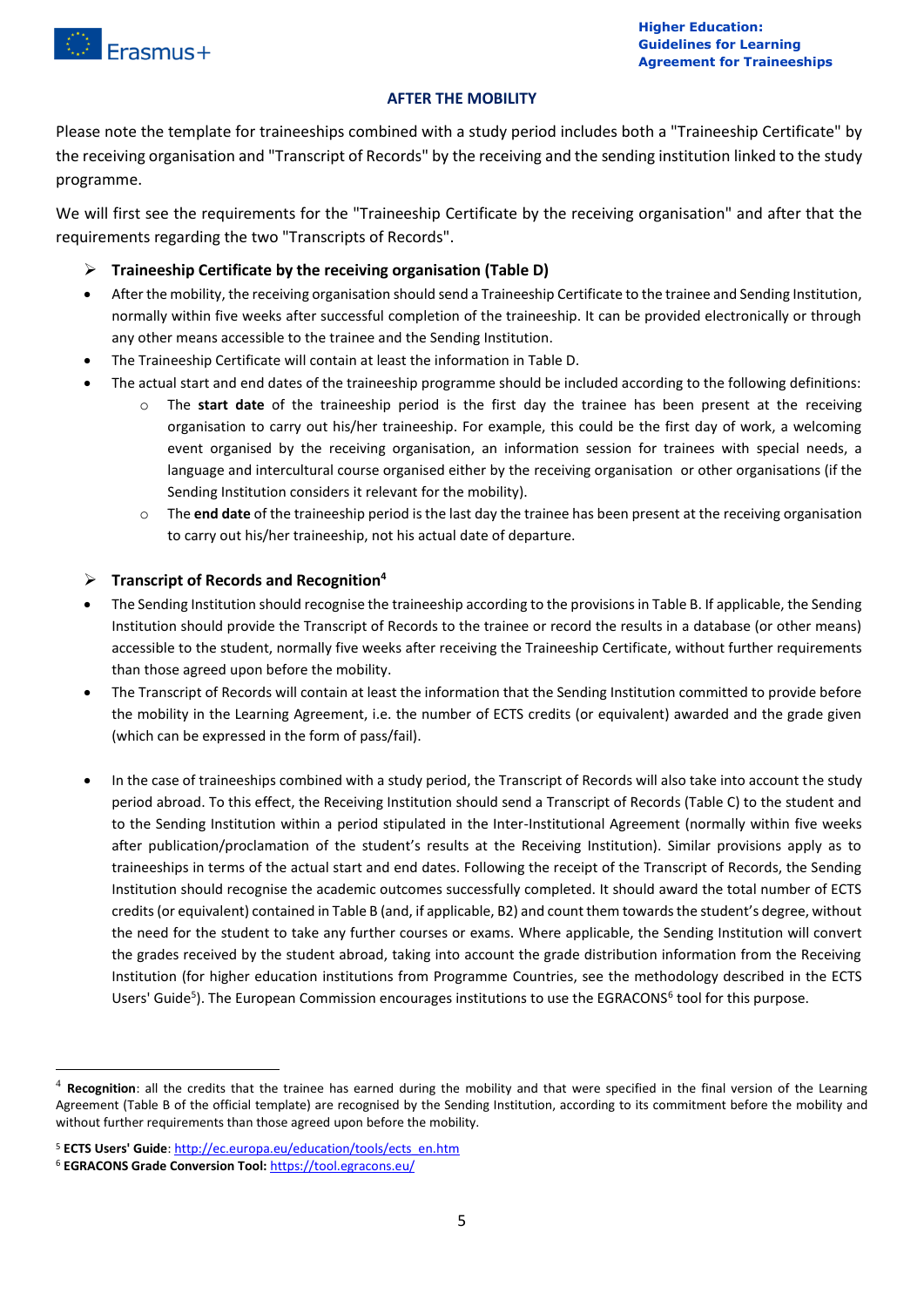## AFTER THE MOBILITY

Please note the template for traineeships combined with a study period includes both a "Traineeship Certificate" by the receiving organisation and "Transcript of Records" by the receiving and the sending institution linked to the study programme.

We will first see the requirements for the "Traineeship Certificate by the receiving organisation" and after that the requirements regarding the two "Transcripts of Records".

### Traineeship Certificate by the receiving organisation (Table D)

- After the mobility, the receiving organisation should send a Traineeship Certificate to the trainee and Sending Institution, normally within five weeks after successful completion of the traineeship. It can be provided electronically or through any other means accessible to the trainee and the Sending Institution.
- The Traineeship Certificate will contain at least the information in Table D.
- The actual start and end dates of the traineeship programme should be included according to the following definitions:
  - The **start date** of the traineeship period is the first day the trainee has been present at the receiving organisation to carry out his/her traineeship. For example, this could be the first day of work, a welcoming event organised by the receiving organisation, an information session for trainees with special needs, a language and intercultural course organised either by the receiving organisation or other organisations (if the Sending Institution considers it relevant for the mobility).
  - The **end date** of the traineeship period is the last day the trainee has been present at the receiving organisation to carry out his/her traineeship, not his actual date of departure.

### Transcript of Records and Recognition[4]

- The Sending Institution should recognise the traineeship according to the provisions in Table B. If applicable, the Sending Institution should provide the Transcript of Records to the trainee or record the results in a database (or other means) accessible to the student, normally five weeks after receiving the Traineeship Certificate, without further requirements than those agreed upon before the mobility.
- The Transcript of Records will contain at least the information that the Sending Institution committed to provide before the mobility in the Learning Agreement, i.e. the number of ECTS credits (or equivalent) awarded and the grade given (which can be expressed in the form of pass/fail).
- In the case of traineeships combined with a study period, the Transcript of Records will also take into account the study period abroad. To this effect, the Receiving Institution should send a Transcript of Records (Table C) to the student and to the Sending Institution within a period stipulated in the Inter-Institutional Agreement (normally within five weeks after publication/proclamation of the student's results at the Receiving Institution). Similar provisions apply as to traineeships in terms of the actual start and end dates. Following the receipt of the Transcript of Records, the Sending Institution should recognise the academic outcomes successfully completed. It should award the total number of ECTS credits (or equivalent) contained in Table B (and, if applicable, B2) and count them towards the student's degree, without the need for the student to take any further courses or exams. Where applicable, the Sending Institution will convert the grades received by the student abroad, taking into account the grade distribution information from the Receiving Institution (for higher education institutions from Programme Countries, see the methodology described in the ECTS Users' Guide[5]). The European Commission encourages institutions to use the EGRACONS[6] tool for this purpose.

---

[4] **Recognition**: all the credits that the trainee has earned during the mobility and that were specified in the final version of the Learning Agreement (Table B of the official template) are recognised by the Sending Institution, according to its commitment before the mobility and without further requirements than those agreed upon before the mobility.

[5] **ECTS Users' Guide**: http://ec.europa.eu/education/tools/ects_en.htm

[6] **EGRACONS Grade Conversion Tool:** https://tool.egracons.eu/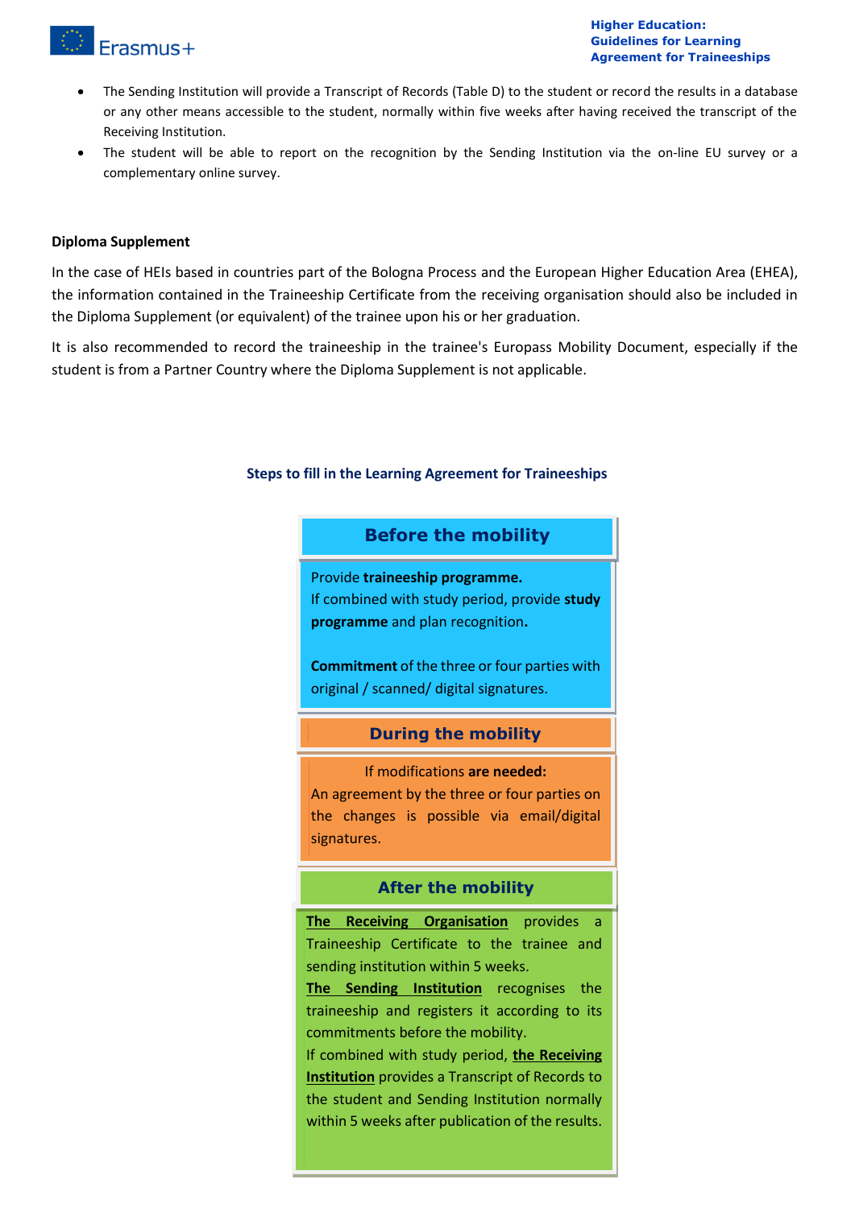- The Sending Institution will provide a Transcript of Records (Table D) to the student or record the results in a database or any other means accessible to the student, normally within five weeks after having received the transcript of the Receiving Institution.
- The student will be able to report on the recognition by the Sending Institution via the on-line EU survey or a complementary online survey.

**Diploma Supplement**

In the case of HEIs based in countries part of the Bologna Process and the European Higher Education Area (EHEA), the information contained in the Traineeship Certificate from the receiving organisation should also be included in the Diploma Supplement (or equivalent) of the trainee upon his or her graduation.

It is also recommended to record the traineeship in the trainee's Europass Mobility Document, especially if the student is from a Partner Country where the Diploma Supplement is not applicable.

### Steps to fill in the Learning Agreement for Traineeships

**Before the mobility**

Provide **traineeship programme.**
If combined with study period, provide **study programme** and plan recognition**.**

**Commitment** of the three or four parties with original / scanned/ digital signatures.

**During the mobility**

If modifications **are needed:**
An agreement by the three or four parties on the changes is possible via email/digital signatures.

**After the mobility**

**The Receiving Organisation** provides a Traineeship Certificate to the trainee and sending institution within 5 weeks.
**The Sending Institution** recognises the traineeship and registers it according to its commitments before the mobility.
If combined with study period, **the Receiving Institution** provides a Transcript of Records to the student and Sending Institution normally within 5 weeks after publication of the results.